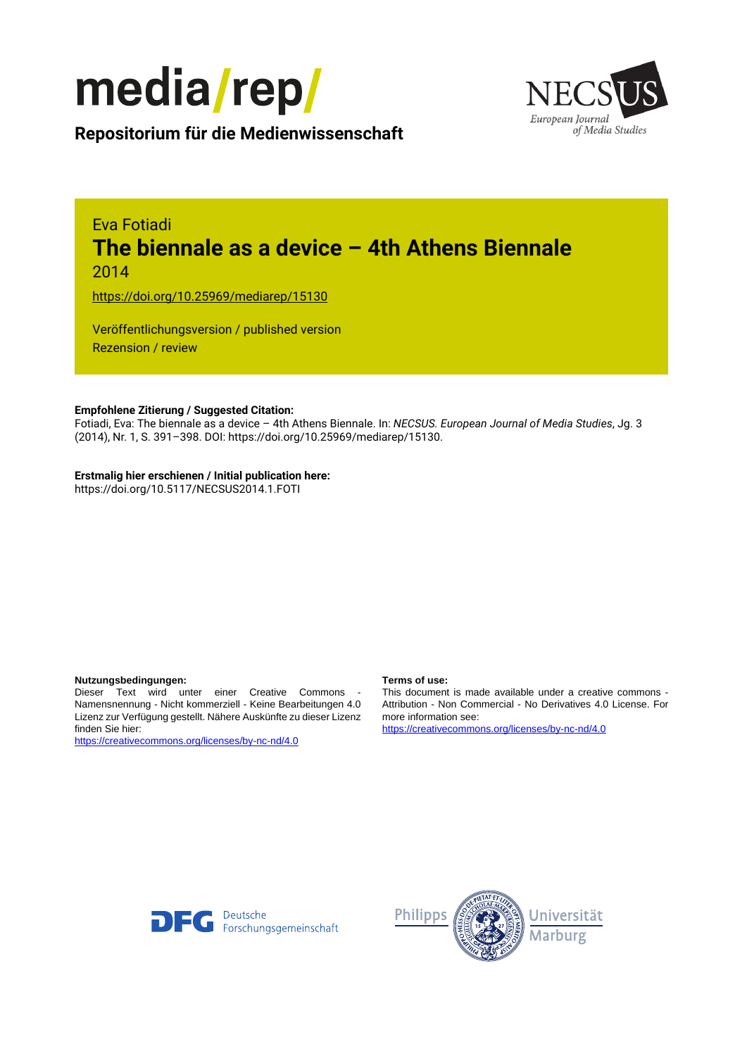media/rep/

**Repositorium für die Medienwissenschaft**

Eva Fotiadi

# The biennale as a device – 4th Athens Biennale

2014

https://doi.org/10.25969/mediarep/15130

Veröffentlichungsversion / published version
Rezension / review

**Empfohlene Zitierung / Suggested Citation:**
Fotiadi, Eva: The biennale as a device – 4th Athens Biennale. In: *NECSUS. European Journal of Media Studies*, Jg. 3 (2014), Nr. 1, S. 391–398. DOI: https://doi.org/10.25969/mediarep/15130.

**Erstmalig hier erschienen / Initial publication here:**
https://doi.org/10.5117/NECSUS2014.1.FOTI

**Nutzungsbedingungen:**
Dieser Text wird unter einer Creative Commons - Namensnennung - Nicht kommerziell - Keine Bearbeitungen 4.0 Lizenz zur Verfügung gestellt. Nähere Auskünfte zu dieser Lizenz finden Sie hier:
https://creativecommons.org/licenses/by-nc-nd/4.0

**Terms of use:**
This document is made available under a creative commons - Attribution - Non Commercial - No Derivatives 4.0 License. For more information see:
https://creativecommons.org/licenses/by-nc-nd/4.0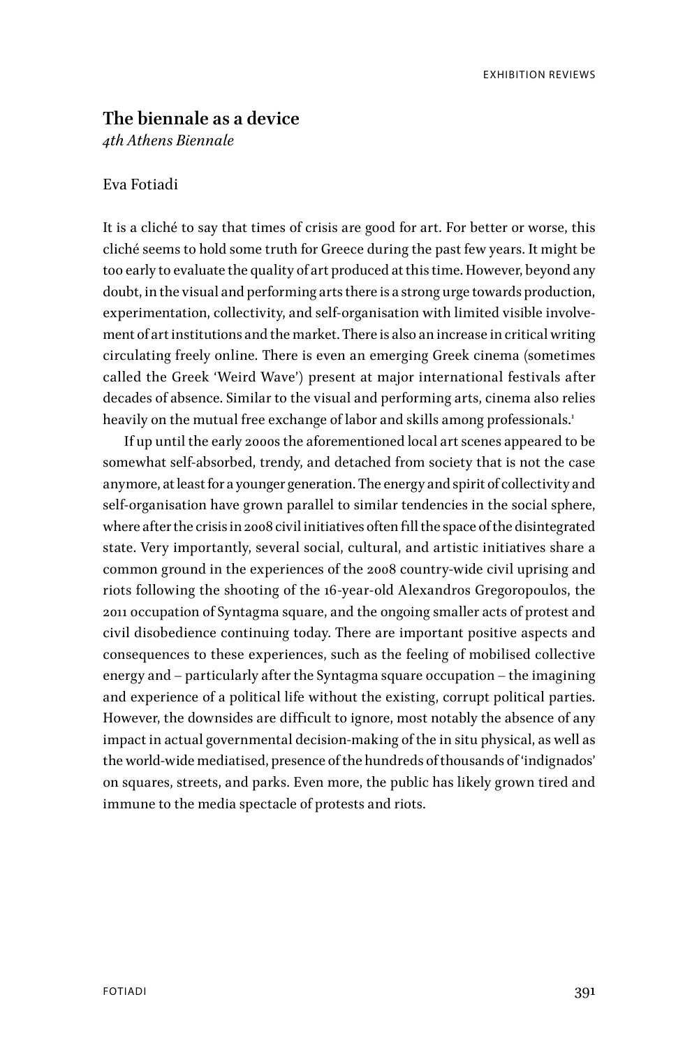## The biennale as a device

*4th Athens Biennale*

Eva Fotiadi

It is a cliché to say that times of crisis are good for art. For better or worse, this cliché seems to hold some truth for Greece during the past few years. It might be too early to evaluate the quality of art produced at this time. However, beyond any doubt, in the visual and performing arts there is a strong urge towards production, experimentation, collectivity, and self-organisation with limited visible involvement of art institutions and the market. There is also an increase in critical writing circulating freely online. There is even an emerging Greek cinema (sometimes called the Greek 'Weird Wave') present at major international festivals after decades of absence. Similar to the visual and performing arts, cinema also relies heavily on the mutual free exchange of labor and skills among professionals.[1]

If up until the early 2000s the aforementioned local art scenes appeared to be somewhat self-absorbed, trendy, and detached from society that is not the case anymore, at least for a younger generation. The energy and spirit of collectivity and self-organisation have grown parallel to similar tendencies in the social sphere, where after the crisis in 2008 civil initiatives often fill the space of the disintegrated state. Very importantly, several social, cultural, and artistic initiatives share a common ground in the experiences of the 2008 country-wide civil uprising and riots following the shooting of the 16-year-old Alexandros Gregoropoulos, the 2011 occupation of Syntagma square, and the ongoing smaller acts of protest and civil disobedience continuing today. There are important positive aspects and consequences to these experiences, such as the feeling of mobilised collective energy and – particularly after the Syntagma square occupation – the imagining and experience of a political life without the existing, corrupt political parties. However, the downsides are difficult to ignore, most notably the absence of any impact in actual governmental decision-making of the in situ physical, as well as the world-wide mediatised, presence of the hundreds of thousands of 'indignados' on squares, streets, and parks. Even more, the public has likely grown tired and immune to the media spectacle of protests and riots.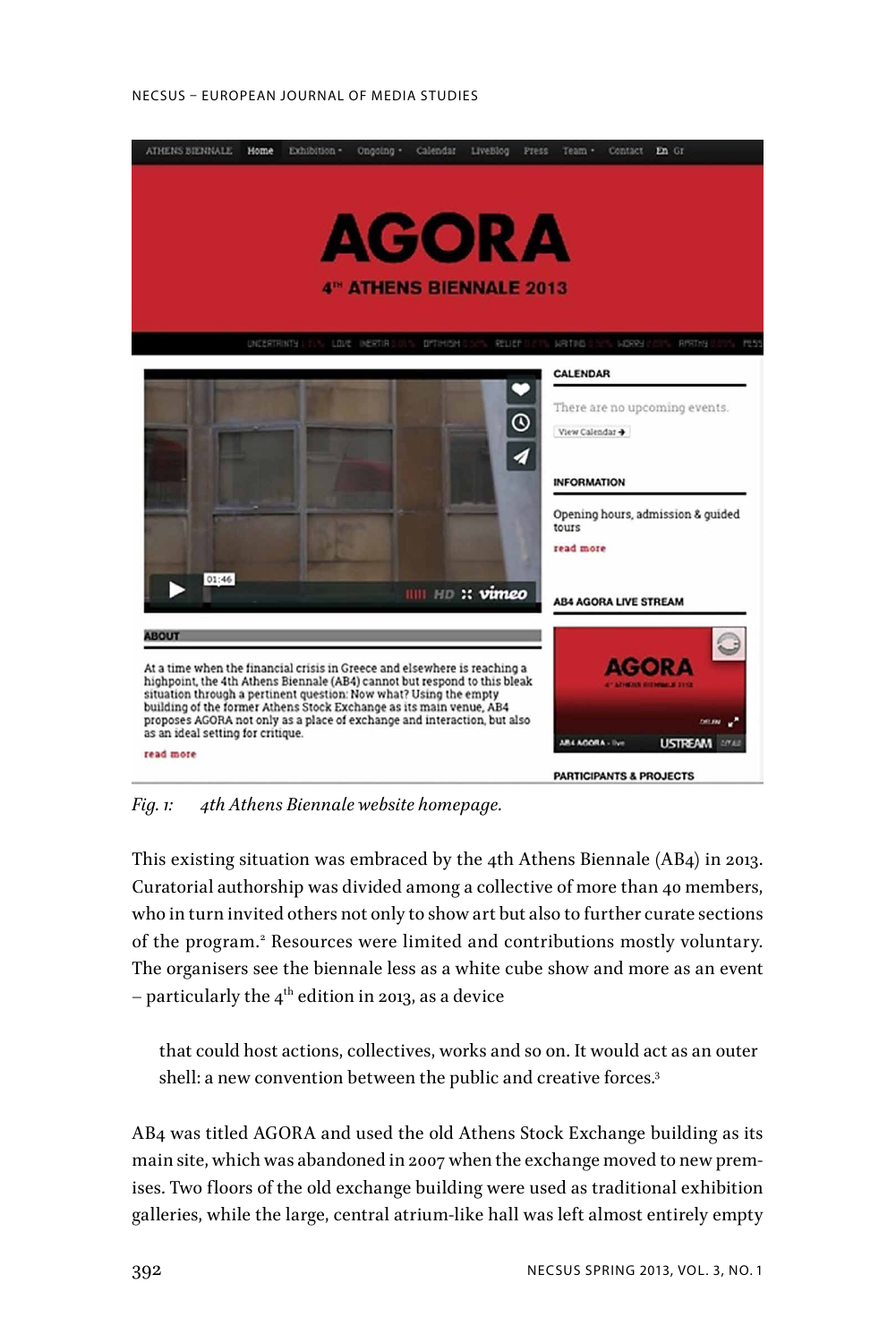*Fig. 1: 4th Athens Biennale website homepage.*

This existing situation was embraced by the 4th Athens Biennale (AB4) in 2013. Curatorial authorship was divided among a collective of more than 40 members, who in turn invited others not only to show art but also to further curate sections of the program.[2] Resources were limited and contributions mostly voluntary. The organisers see the biennale less as a white cube show and more as an event – particularly the 4th edition in 2013, as a device

> that could host actions, collectives, works and so on. It would act as an outer shell: a new convention between the public and creative forces.[3]

AB4 was titled AGORA and used the old Athens Stock Exchange building as its main site, which was abandoned in 2007 when the exchange moved to new premises. Two floors of the old exchange building were used as traditional exhibition galleries, while the large, central atrium-like hall was left almost entirely empty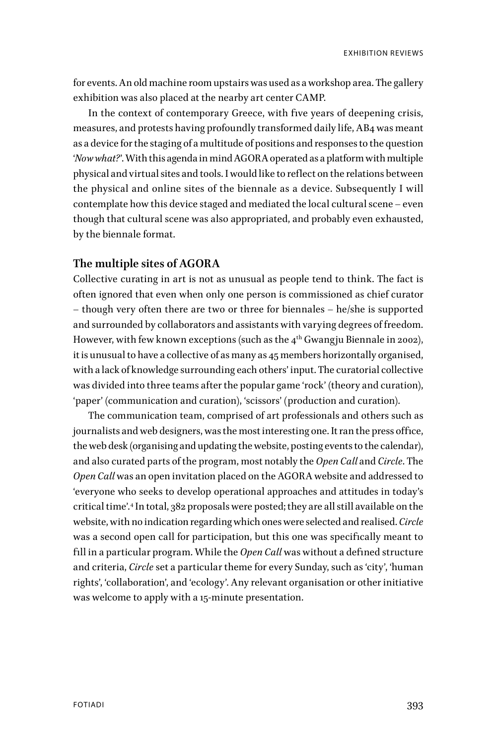for events. An old machine room upstairs was used as a workshop area. The gallery exhibition was also placed at the nearby art center CAMP.

In the context of contemporary Greece, with five years of deepening crisis, measures, and protests having profoundly transformed daily life, AB4 was meant as a device for the staging of a multitude of positions and responses to the question '*Now what?*'. With this agenda in mind AGORA operated as a platform with multiple physical and virtual sites and tools. I would like to reflect on the relations between the physical and online sites of the biennale as a device. Subsequently I will contemplate how this device staged and mediated the local cultural scene – even though that cultural scene was also appropriated, and probably even exhausted, by the biennale format.

## The multiple sites of AGORA

Collective curating in art is not as unusual as people tend to think. The fact is often ignored that even when only one person is commissioned as chief curator – though very often there are two or three for biennales – he/she is supported and surrounded by collaborators and assistants with varying degrees of freedom. However, with few known exceptions (such as the 4th Gwangju Biennale in 2002), it is unusual to have a collective of as many as 45 members horizontally organised, with a lack of knowledge surrounding each others' input. The curatorial collective was divided into three teams after the popular game 'rock' (theory and curation), 'paper' (communication and curation), 'scissors' (production and curation).

The communication team, comprised of art professionals and others such as journalists and web designers, was the most interesting one. It ran the press office, the web desk (organising and updating the website, posting events to the calendar), and also curated parts of the program, most notably the *Open Call* and *Circle*. The *Open Call* was an open invitation placed on the AGORA website and addressed to 'everyone who seeks to develop operational approaches and attitudes in today's critical time'.[4] In total, 382 proposals were posted; they are all still available on the website, with no indication regarding which ones were selected and realised. *Circle* was a second open call for participation, but this one was specifically meant to fill in a particular program. While the *Open Call* was without a defined structure and criteria, *Circle* set a particular theme for every Sunday, such as 'city', 'human rights', 'collaboration', and 'ecology'. Any relevant organisation or other initiative was welcome to apply with a 15-minute presentation.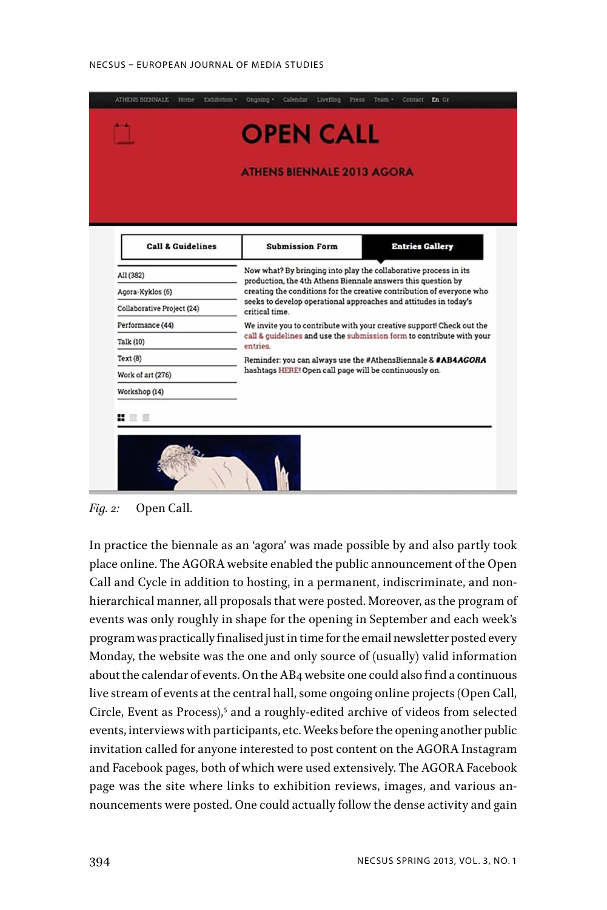Fig. 2: Open Call.

In practice the biennale as an 'agora' was made possible by and also partly took place online. The AGORA website enabled the public announcement of the Open Call and Cycle in addition to hosting, in a permanent, indiscriminate, and non-hierarchical manner, all proposals that were posted. Moreover, as the program of events was only roughly in shape for the opening in September and each week's program was practically finalised just in time for the email newsletter posted every Monday, the website was the one and only source of (usually) valid information about the calendar of events. On the AB4 website one could also find a continuous live stream of events at the central hall, some ongoing online projects (Open Call, Circle, Event as Process),[5] and a roughly-edited archive of videos from selected events, interviews with participants, etc. Weeks before the opening another public invitation called for anyone interested to post content on the AGORA Instagram and Facebook pages, both of which were used extensively. The AGORA Facebook page was the site where links to exhibition reviews, images, and various announcements were posted. One could actually follow the dense activity and gain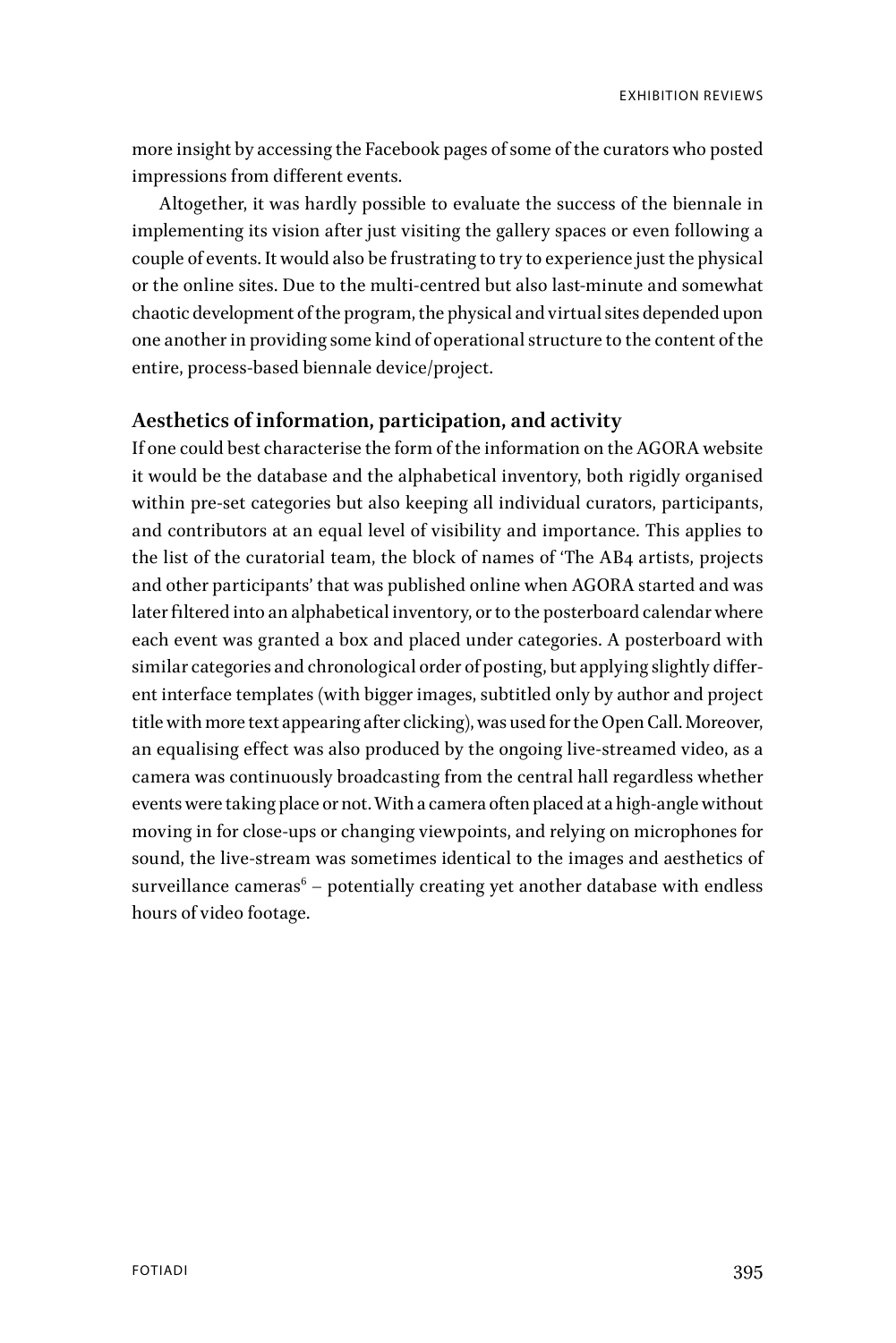more insight by accessing the Facebook pages of some of the curators who posted impressions from different events.

Altogether, it was hardly possible to evaluate the success of the biennale in implementing its vision after just visiting the gallery spaces or even following a couple of events. It would also be frustrating to try to experience just the physical or the online sites. Due to the multi-centred but also last-minute and somewhat chaotic development of the program, the physical and virtual sites depended upon one another in providing some kind of operational structure to the content of the entire, process-based biennale device/project.

### Aesthetics of information, participation, and activity

If one could best characterise the form of the information on the AGORA website it would be the database and the alphabetical inventory, both rigidly organised within pre-set categories but also keeping all individual curators, participants, and contributors at an equal level of visibility and importance. This applies to the list of the curatorial team, the block of names of 'The AB4 artists, projects and other participants' that was published online when AGORA started and was later filtered into an alphabetical inventory, or to the posterboard calendar where each event was granted a box and placed under categories. A posterboard with similar categories and chronological order of posting, but applying slightly different interface templates (with bigger images, subtitled only by author and project title with more text appearing after clicking), was used for the Open Call. Moreover, an equalising effect was also produced by the ongoing live-streamed video, as a camera was continuously broadcasting from the central hall regardless whether events were taking place or not. With a camera often placed at a high-angle without moving in for close-ups or changing viewpoints, and relying on microphones for sound, the live-stream was sometimes identical to the images and aesthetics of surveillance cameras[6] – potentially creating yet another database with endless hours of video footage.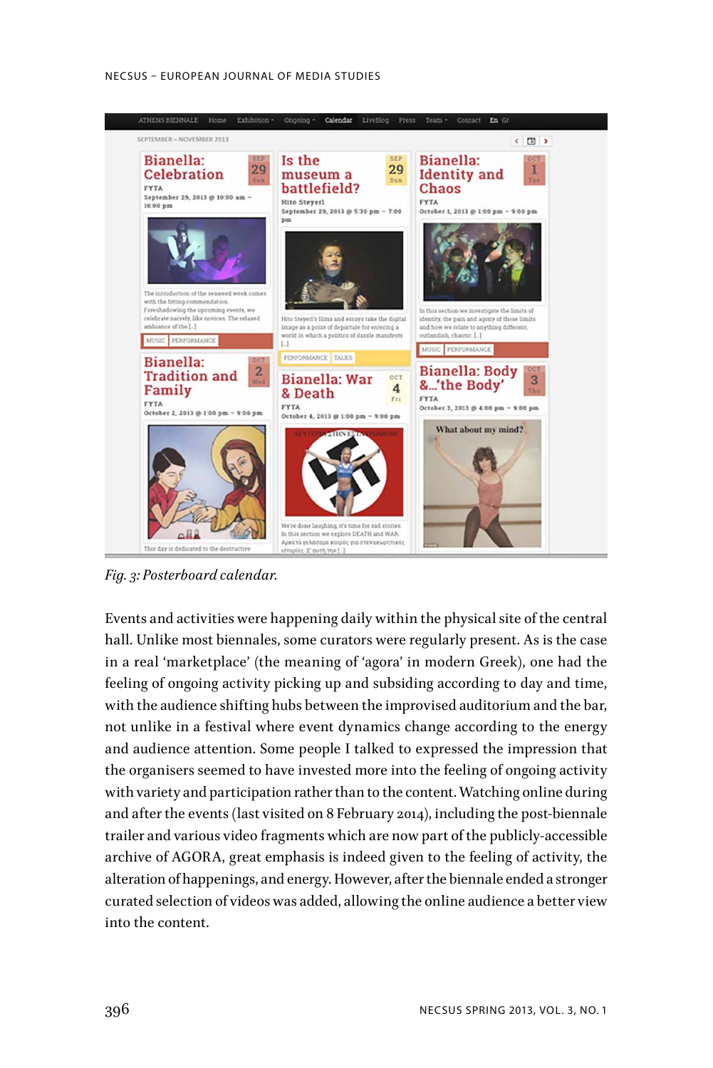*Fig. 3: Posterboard calendar.*

Events and activities were happening daily within the physical site of the central hall. Unlike most biennales, some curators were regularly present. As is the case in a real 'marketplace' (the meaning of 'agora' in modern Greek), one had the feeling of ongoing activity picking up and subsiding according to day and time, with the audience shifting hubs between the improvised auditorium and the bar, not unlike in a festival where event dynamics change according to the energy and audience attention. Some people I talked to expressed the impression that the organisers seemed to have invested more into the feeling of ongoing activity with variety and participation rather than to the content. Watching online during and after the events (last visited on 8 February 2014), including the post-biennale trailer and various video fragments which are now part of the publicly-accessible archive of AGORA, great emphasis is indeed given to the feeling of activity, the alteration of happenings, and energy. However, after the biennale ended a stronger curated selection of videos was added, allowing the online audience a better view into the content.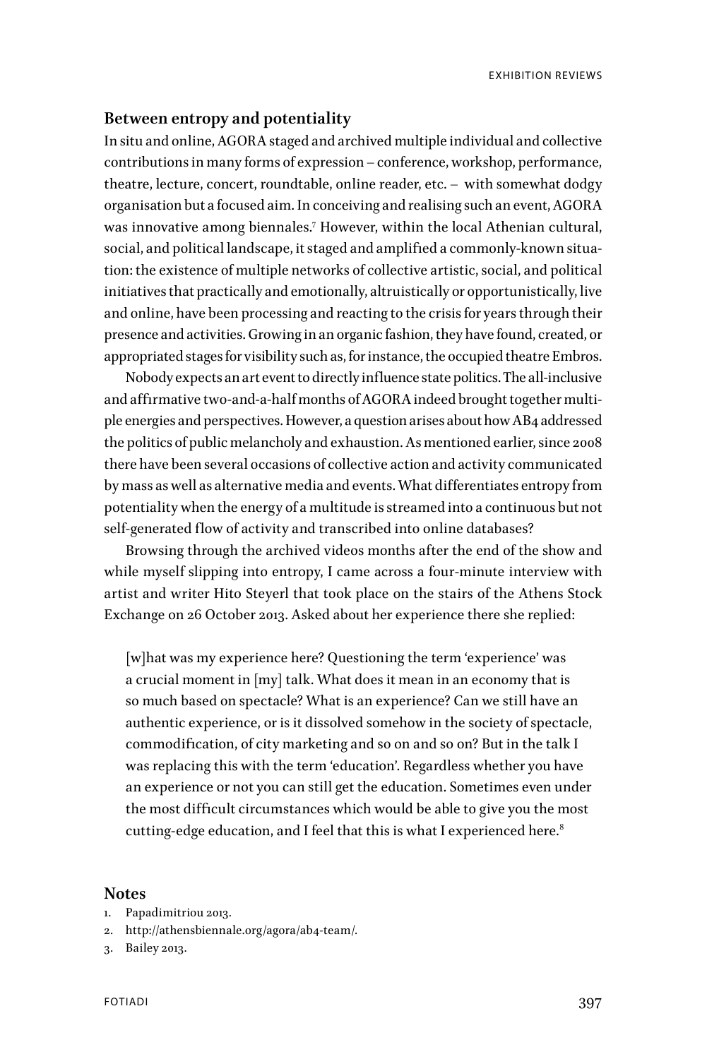## Between entropy and potentiality

In situ and online, AGORA staged and archived multiple individual and collective contributions in many forms of expression – conference, workshop, performance, theatre, lecture, concert, roundtable, online reader, etc. – with somewhat dodgy organisation but a focused aim. In conceiving and realising such an event, AGORA was innovative among biennales.[7] However, within the local Athenian cultural, social, and political landscape, it staged and amplified a commonly-known situation: the existence of multiple networks of collective artistic, social, and political initiatives that practically and emotionally, altruistically or opportunistically, live and online, have been processing and reacting to the crisis for years through their presence and activities. Growing in an organic fashion, they have found, created, or appropriated stages for visibility such as, for instance, the occupied theatre Embros.

Nobody expects an art event to directly influence state politics. The all-inclusive and affirmative two-and-a-half months of AGORA indeed brought together multiple energies and perspectives. However, a question arises about how AB4 addressed the politics of public melancholy and exhaustion. As mentioned earlier, since 2008 there have been several occasions of collective action and activity communicated by mass as well as alternative media and events. What differentiates entropy from potentiality when the energy of a multitude is streamed into a continuous but not self-generated flow of activity and transcribed into online databases?

Browsing through the archived videos months after the end of the show and while myself slipping into entropy, I came across a four-minute interview with artist and writer Hito Steyerl that took place on the stairs of the Athens Stock Exchange on 26 October 2013. Asked about her experience there she replied:

> [w]hat was my experience here? Questioning the term 'experience' was a crucial moment in [my] talk. What does it mean in an economy that is so much based on spectacle? What is an experience? Can we still have an authentic experience, or is it dissolved somehow in the society of spectacle, commodification, of city marketing and so on and so on? But in the talk I was replacing this with the term 'education'. Regardless whether you have an experience or not you can still get the education. Sometimes even under the most difficult circumstances which would be able to give you the most cutting-edge education, and I feel that this is what I experienced here.[8]

## Notes

1. Papadimitriou 2013.
2. http://athensbiennale.org/agora/ab4-team/.
3. Bailey 2013.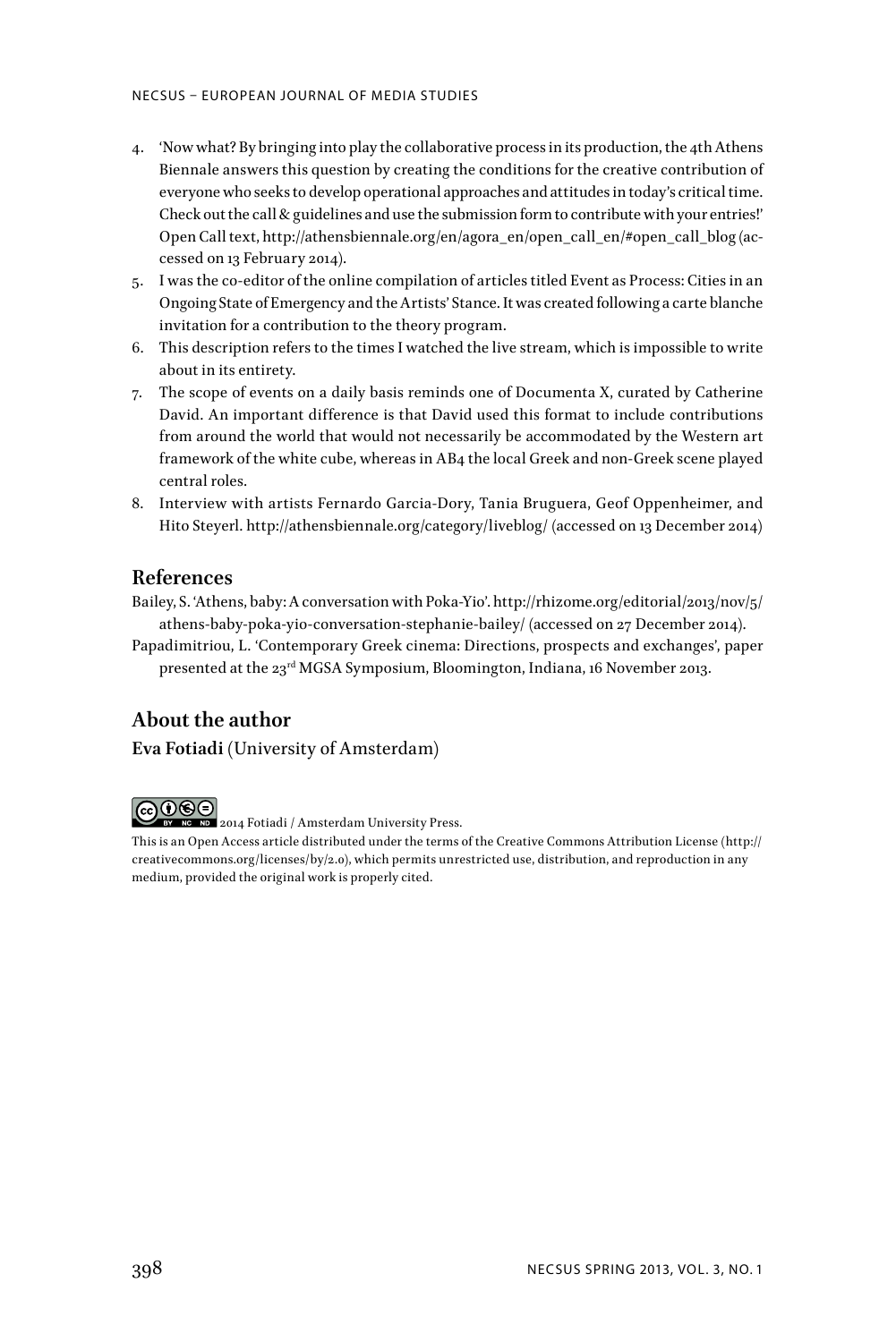4. 'Now what? By bringing into play the collaborative process in its production, the 4th Athens Biennale answers this question by creating the conditions for the creative contribution of everyone who seeks to develop operational approaches and attitudes in today's critical time. Check out the call & guidelines and use the submission form to contribute with your entries!' Open Call text, http://athensbiennale.org/en/agora_en/open_call_en/#open_call_blog (accessed on 13 February 2014).
5. I was the co-editor of the online compilation of articles titled Event as Process: Cities in an Ongoing State of Emergency and the Artists' Stance. It was created following a carte blanche invitation for a contribution to the theory program.
6. This description refers to the times I watched the live stream, which is impossible to write about in its entirety.
7. The scope of events on a daily basis reminds one of Documenta X, curated by Catherine David. An important difference is that David used this format to include contributions from around the world that would not necessarily be accommodated by the Western art framework of the white cube, whereas in AB4 the local Greek and non-Greek scene played central roles.
8. Interview with artists Fernardo Garcia-Dory, Tania Bruguera, Geof Oppenheimer, and Hito Steyerl. http://athensbiennale.org/category/liveblog/ (accessed on 13 December 2014)

## References

Bailey, S. 'Athens, baby: A conversation with Poka-Yio'. http://rhizome.org/editorial/2013/nov/5/athens-baby-poka-yio-conversation-stephanie-bailey/ (accessed on 27 December 2014).

Papadimitriou, L. 'Contemporary Greek cinema: Directions, prospects and exchanges', paper presented at the 23rd MGSA Symposium, Bloomington, Indiana, 16 November 2013.

## About the author

**Eva Fotiadi** (University of Amsterdam)

2014 Fotiadi / Amsterdam University Press.

This is an Open Access article distributed under the terms of the Creative Commons Attribution License (http://creativecommons.org/licenses/by/2.0), which permits unrestricted use, distribution, and reproduction in any medium, provided the original work is properly cited.